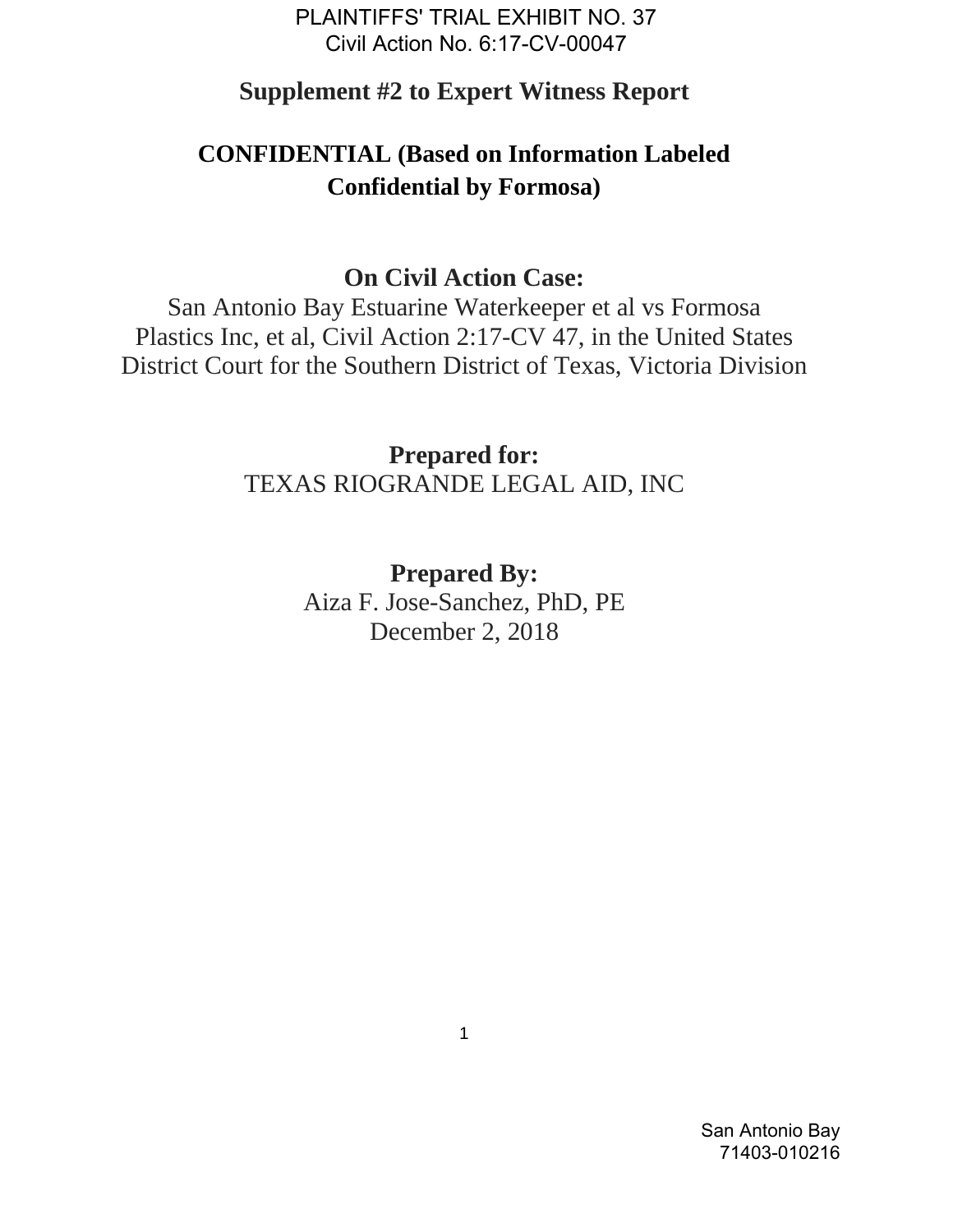PLAINTIFFS' TRIAL EXHIBIT NO. 37
Civil Action No. 6:17-CV-00047

# Supplement #2 to Expert Witness Report

## CONFIDENTIAL (Based on Information Labeled Confidential by Formosa)

**On Civil Action Case:**

San Antonio Bay Estuarine Waterkeeper et al vs Formosa Plastics Inc, et al, Civil Action 2:17-CV 47, in the United States District Court for the Southern District of Texas, Victoria Division

**Prepared for:**

TEXAS RIOGRANDE LEGAL AID, INC

**Prepared By:**

Aiza F. Jose-Sanchez, PhD, PE
December 2, 2018

San Antonio Bay
71403-010216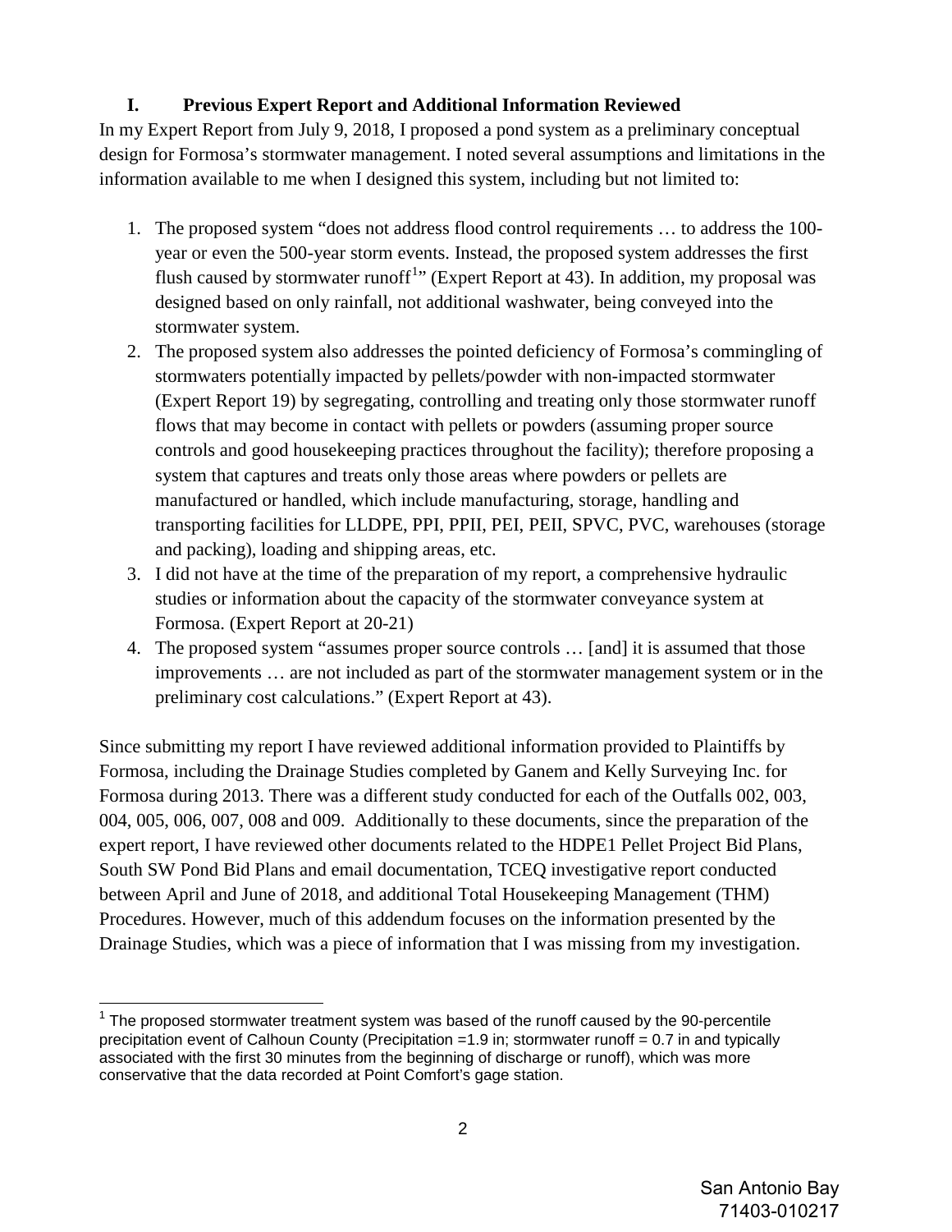## I. Previous Expert Report and Additional Information Reviewed

In my Expert Report from July 9, 2018, I proposed a pond system as a preliminary conceptual design for Formosa's stormwater management. I noted several assumptions and limitations in the information available to me when I designed this system, including but not limited to:

1. The proposed system "does not address flood control requirements … to address the 100-year or even the 500-year storm events. Instead, the proposed system addresses the first flush caused by stormwater runoff[1]" (Expert Report at 43). In addition, my proposal was designed based on only rainfall, not additional washwater, being conveyed into the stormwater system.
2. The proposed system also addresses the pointed deficiency of Formosa's commingling of stormwaters potentially impacted by pellets/powder with non-impacted stormwater (Expert Report 19) by segregating, controlling and treating only those stormwater runoff flows that may become in contact with pellets or powders (assuming proper source controls and good housekeeping practices throughout the facility); therefore proposing a system that captures and treats only those areas where powders or pellets are manufactured or handled, which include manufacturing, storage, handling and transporting facilities for LLDPE, PPI, PPII, PEI, PEII, SPVC, PVC, warehouses (storage and packing), loading and shipping areas, etc.
3. I did not have at the time of the preparation of my report, a comprehensive hydraulic studies or information about the capacity of the stormwater conveyance system at Formosa. (Expert Report at 20-21)
4. The proposed system "assumes proper source controls … [and] it is assumed that those improvements … are not included as part of the stormwater management system or in the preliminary cost calculations." (Expert Report at 43).

Since submitting my report I have reviewed additional information provided to Plaintiffs by Formosa, including the Drainage Studies completed by Ganem and Kelly Surveying Inc. for Formosa during 2013. There was a different study conducted for each of the Outfalls 002, 003, 004, 005, 006, 007, 008 and 009. Additionally to these documents, since the preparation of the expert report, I have reviewed other documents related to the HDPE1 Pellet Project Bid Plans, South SW Pond Bid Plans and email documentation, TCEQ investigative report conducted between April and June of 2018, and additional Total Housekeeping Management (THM) Procedures. However, much of this addendum focuses on the information presented by the Drainage Studies, which was a piece of information that I was missing from my investigation.

[1] The proposed stormwater treatment system was based of the runoff caused by the 90-percentile precipitation event of Calhoun County (Precipitation =1.9 in; stormwater runoff = 0.7 in and typically associated with the first 30 minutes from the beginning of discharge or runoff), which was more conservative that the data recorded at Point Comfort's gage station.

San Antonio Bay
71403-010217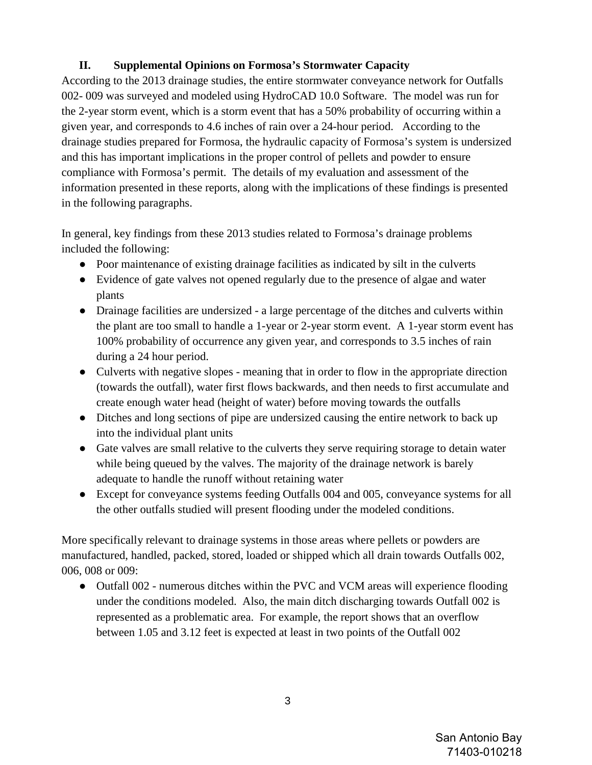## II. Supplemental Opinions on Formosa's Stormwater Capacity

According to the 2013 drainage studies, the entire stormwater conveyance network for Outfalls 002- 009 was surveyed and modeled using HydroCAD 10.0 Software. The model was run for the 2-year storm event, which is a storm event that has a 50% probability of occurring within a given year, and corresponds to 4.6 inches of rain over a 24-hour period. According to the drainage studies prepared for Formosa, the hydraulic capacity of Formosa's system is undersized and this has important implications in the proper control of pellets and powder to ensure compliance with Formosa's permit. The details of my evaluation and assessment of the information presented in these reports, along with the implications of these findings is presented in the following paragraphs.

In general, key findings from these 2013 studies related to Formosa's drainage problems included the following:

- Poor maintenance of existing drainage facilities as indicated by silt in the culverts
- Evidence of gate valves not opened regularly due to the presence of algae and water plants
- Drainage facilities are undersized - a large percentage of the ditches and culverts within the plant are too small to handle a 1-year or 2-year storm event. A 1-year storm event has 100% probability of occurrence any given year, and corresponds to 3.5 inches of rain during a 24 hour period.
- Culverts with negative slopes - meaning that in order to flow in the appropriate direction (towards the outfall), water first flows backwards, and then needs to first accumulate and create enough water head (height of water) before moving towards the outfalls
- Ditches and long sections of pipe are undersized causing the entire network to back up into the individual plant units
- Gate valves are small relative to the culverts they serve requiring storage to detain water while being queued by the valves. The majority of the drainage network is barely adequate to handle the runoff without retaining water
- Except for conveyance systems feeding Outfalls 004 and 005, conveyance systems for all the other outfalls studied will present flooding under the modeled conditions.

More specifically relevant to drainage systems in those areas where pellets or powders are manufactured, handled, packed, stored, loaded or shipped which all drain towards Outfalls 002, 006, 008 or 009:

- Outfall 002 - numerous ditches within the PVC and VCM areas will experience flooding under the conditions modeled. Also, the main ditch discharging towards Outfall 002 is represented as a problematic area. For example, the report shows that an overflow between 1.05 and 3.12 feet is expected at least in two points of the Outfall 002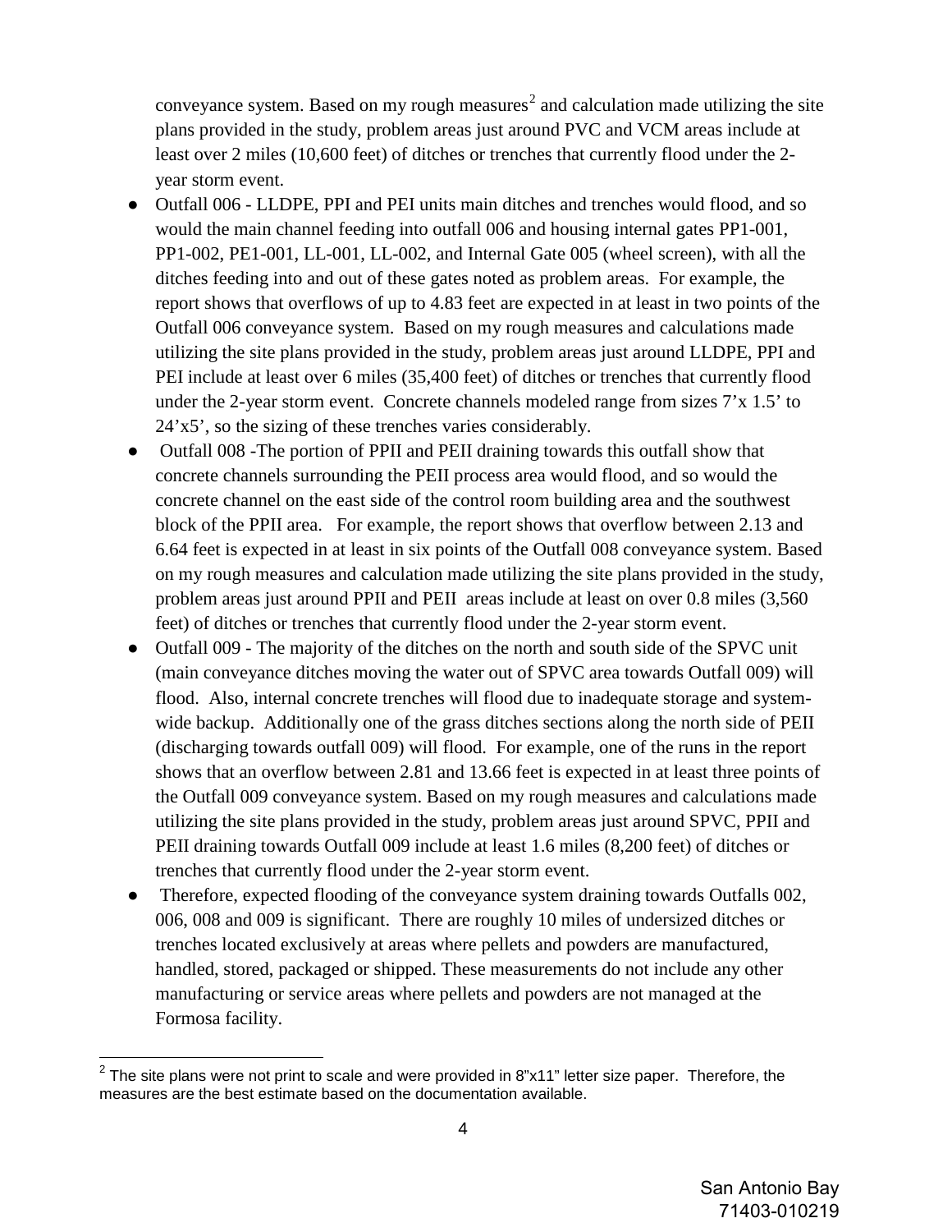conveyance system. Based on my rough measures[2] and calculation made utilizing the site plans provided in the study, problem areas just around PVC and VCM areas include at least over 2 miles (10,600 feet) of ditches or trenches that currently flood under the 2-year storm event.

- Outfall 006 - LLDPE, PPI and PEI units main ditches and trenches would flood, and so would the main channel feeding into outfall 006 and housing internal gates PP1-001, PP1-002, PE1-001, LL-001, LL-002, and Internal Gate 005 (wheel screen), with all the ditches feeding into and out of these gates noted as problem areas. For example, the report shows that overflows of up to 4.83 feet are expected in at least in two points of the Outfall 006 conveyance system. Based on my rough measures and calculations made utilizing the site plans provided in the study, problem areas just around LLDPE, PPI and PEI include at least over 6 miles (35,400 feet) of ditches or trenches that currently flood under the 2-year storm event. Concrete channels modeled range from sizes 7'x 1.5' to 24'x5', so the sizing of these trenches varies considerably.
- Outfall 008 -The portion of PPII and PEII draining towards this outfall show that concrete channels surrounding the PEII process area would flood, and so would the concrete channel on the east side of the control room building area and the southwest block of the PPII area. For example, the report shows that overflow between 2.13 and 6.64 feet is expected in at least in six points of the Outfall 008 conveyance system. Based on my rough measures and calculation made utilizing the site plans provided in the study, problem areas just around PPII and PEII areas include at least on over 0.8 miles (3,560 feet) of ditches or trenches that currently flood under the 2-year storm event.
- Outfall 009 - The majority of the ditches on the north and south side of the SPVC unit (main conveyance ditches moving the water out of SPVC area towards Outfall 009) will flood. Also, internal concrete trenches will flood due to inadequate storage and system-wide backup. Additionally one of the grass ditches sections along the north side of PEII (discharging towards outfall 009) will flood. For example, one of the runs in the report shows that an overflow between 2.81 and 13.66 feet is expected in at least three points of the Outfall 009 conveyance system. Based on my rough measures and calculations made utilizing the site plans provided in the study, problem areas just around SPVC, PPII and PEII draining towards Outfall 009 include at least 1.6 miles (8,200 feet) of ditches or trenches that currently flood under the 2-year storm event.
- Therefore, expected flooding of the conveyance system draining towards Outfalls 002, 006, 008 and 009 is significant. There are roughly 10 miles of undersized ditches or trenches located exclusively at areas where pellets and powders are manufactured, handled, stored, packaged or shipped. These measurements do not include any other manufacturing or service areas where pellets and powders are not managed at the Formosa facility.

[2] The site plans were not print to scale and were provided in 8"x11" letter size paper. Therefore, the measures are the best estimate based on the documentation available.

San Antonio Bay
71403-010219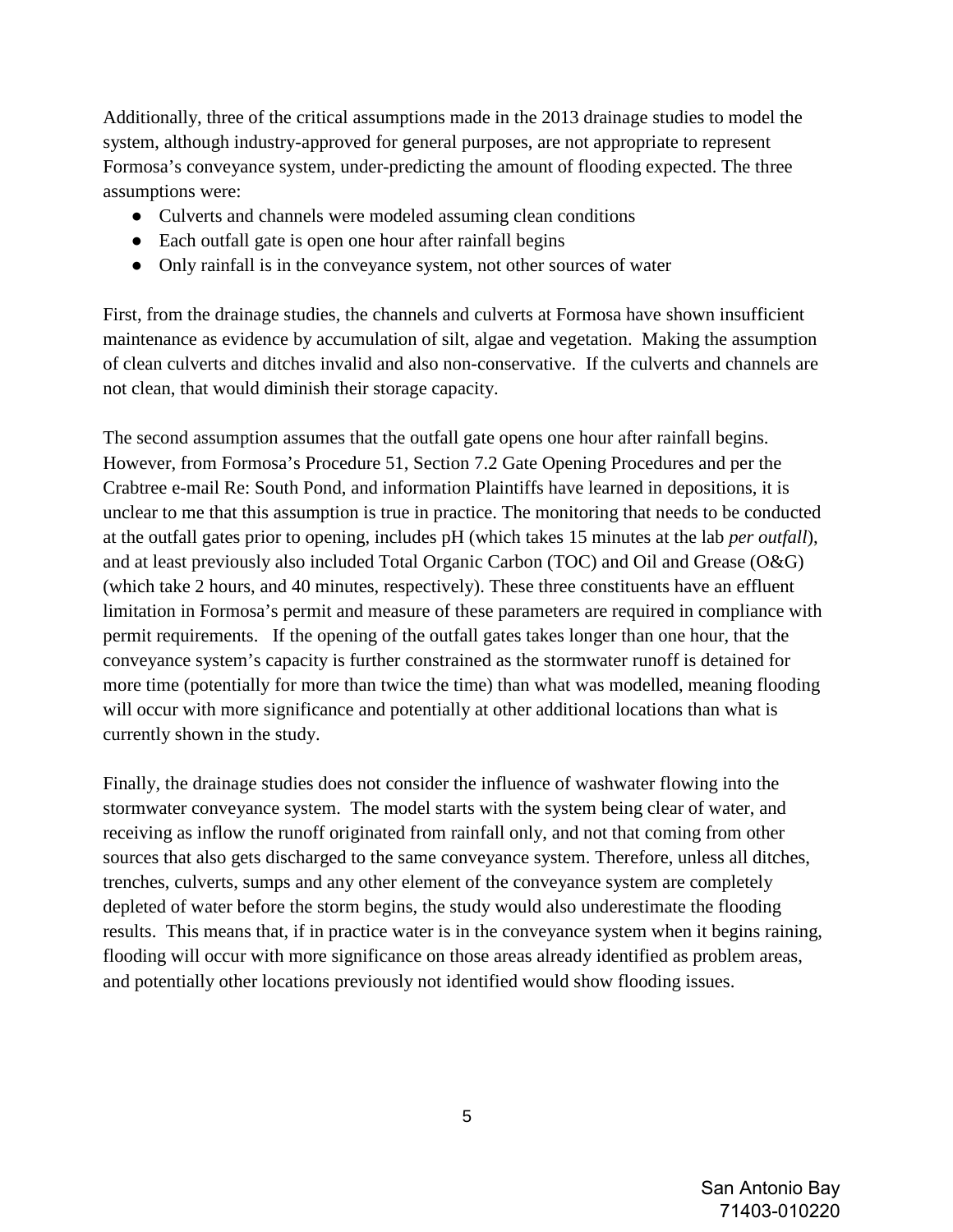Additionally, three of the critical assumptions made in the 2013 drainage studies to model the system, although industry-approved for general purposes, are not appropriate to represent Formosa's conveyance system, under-predicting the amount of flooding expected. The three assumptions were:

- Culverts and channels were modeled assuming clean conditions
- Each outfall gate is open one hour after rainfall begins
- Only rainfall is in the conveyance system, not other sources of water

First, from the drainage studies, the channels and culverts at Formosa have shown insufficient maintenance as evidence by accumulation of silt, algae and vegetation. Making the assumption of clean culverts and ditches invalid and also non-conservative. If the culverts and channels are not clean, that would diminish their storage capacity.

The second assumption assumes that the outfall gate opens one hour after rainfall begins. However, from Formosa's Procedure 51, Section 7.2 Gate Opening Procedures and per the Crabtree e-mail Re: South Pond, and information Plaintiffs have learned in depositions, it is unclear to me that this assumption is true in practice. The monitoring that needs to be conducted at the outfall gates prior to opening, includes pH (which takes 15 minutes at the lab *per outfall*), and at least previously also included Total Organic Carbon (TOC) and Oil and Grease (O&G) (which take 2 hours, and 40 minutes, respectively). These three constituents have an effluent limitation in Formosa's permit and measure of these parameters are required in compliance with permit requirements. If the opening of the outfall gates takes longer than one hour, that the conveyance system's capacity is further constrained as the stormwater runoff is detained for more time (potentially for more than twice the time) than what was modelled, meaning flooding will occur with more significance and potentially at other additional locations than what is currently shown in the study.

Finally, the drainage studies does not consider the influence of washwater flowing into the stormwater conveyance system. The model starts with the system being clear of water, and receiving as inflow the runoff originated from rainfall only, and not that coming from other sources that also gets discharged to the same conveyance system. Therefore, unless all ditches, trenches, culverts, sumps and any other element of the conveyance system are completely depleted of water before the storm begins, the study would also underestimate the flooding results. This means that, if in practice water is in the conveyance system when it begins raining, flooding will occur with more significance on those areas already identified as problem areas, and potentially other locations previously not identified would show flooding issues.

San Antonio Bay
71403-010220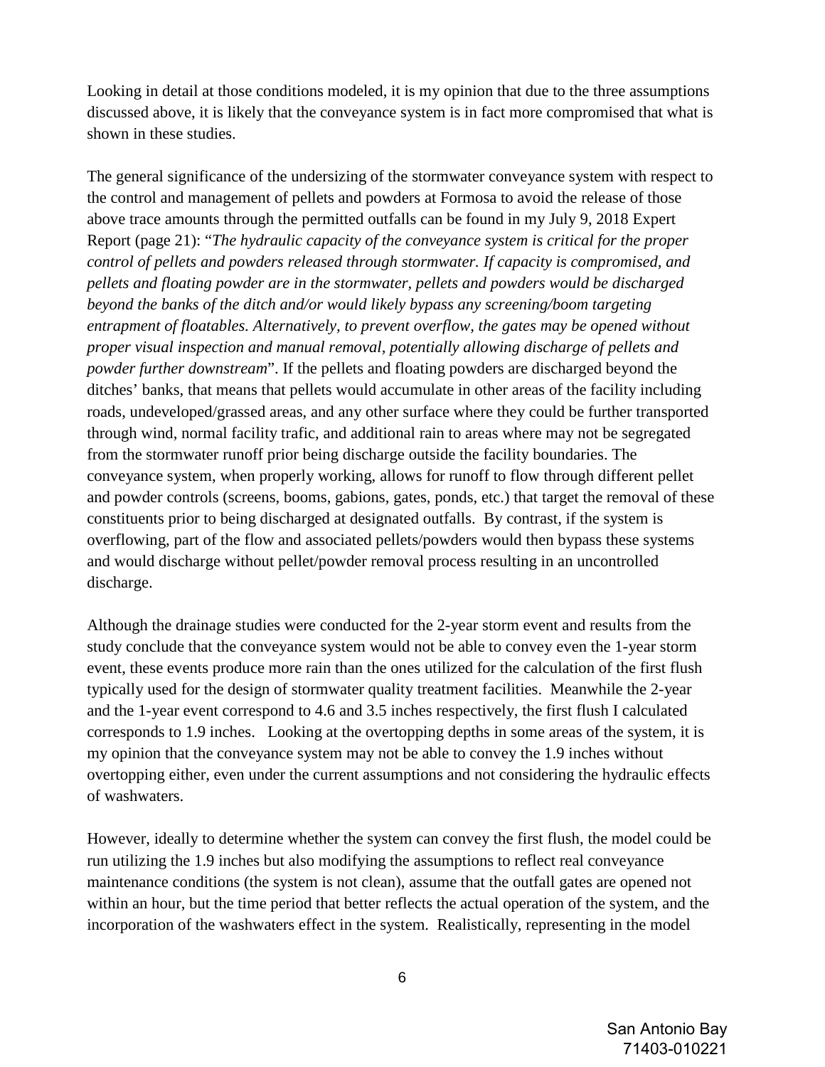Looking in detail at those conditions modeled, it is my opinion that due to the three assumptions discussed above, it is likely that the conveyance system is in fact more compromised that what is shown in these studies.

The general significance of the undersizing of the stormwater conveyance system with respect to the control and management of pellets and powders at Formosa to avoid the release of those above trace amounts through the permitted outfalls can be found in my July 9, 2018 Expert Report (page 21): "*The hydraulic capacity of the conveyance system is critical for the proper control of pellets and powders released through stormwater. If capacity is compromised, and pellets and floating powder are in the stormwater, pellets and powders would be discharged beyond the banks of the ditch and/or would likely bypass any screening/boom targeting entrapment of floatables. Alternatively, to prevent overflow, the gates may be opened without proper visual inspection and manual removal, potentially allowing discharge of pellets and powder further downstream*". If the pellets and floating powders are discharged beyond the ditches' banks, that means that pellets would accumulate in other areas of the facility including roads, undeveloped/grassed areas, and any other surface where they could be further transported through wind, normal facility trafic, and additional rain to areas where may not be segregated from the stormwater runoff prior being discharge outside the facility boundaries. The conveyance system, when properly working, allows for runoff to flow through different pellet and powder controls (screens, booms, gabions, gates, ponds, etc.) that target the removal of these constituents prior to being discharged at designated outfalls. By contrast, if the system is overflowing, part of the flow and associated pellets/powders would then bypass these systems and would discharge without pellet/powder removal process resulting in an uncontrolled discharge.

Although the drainage studies were conducted for the 2-year storm event and results from the study conclude that the conveyance system would not be able to convey even the 1-year storm event, these events produce more rain than the ones utilized for the calculation of the first flush typically used for the design of stormwater quality treatment facilities. Meanwhile the 2-year and the 1-year event correspond to 4.6 and 3.5 inches respectively, the first flush I calculated corresponds to 1.9 inches. Looking at the overtopping depths in some areas of the system, it is my opinion that the conveyance system may not be able to convey the 1.9 inches without overtopping either, even under the current assumptions and not considering the hydraulic effects of washwaters.

However, ideally to determine whether the system can convey the first flush, the model could be run utilizing the 1.9 inches but also modifying the assumptions to reflect real conveyance maintenance conditions (the system is not clean), assume that the outfall gates are opened not within an hour, but the time period that better reflects the actual operation of the system, and the incorporation of the washwaters effect in the system. Realistically, representing in the model

San Antonio Bay
71403-010221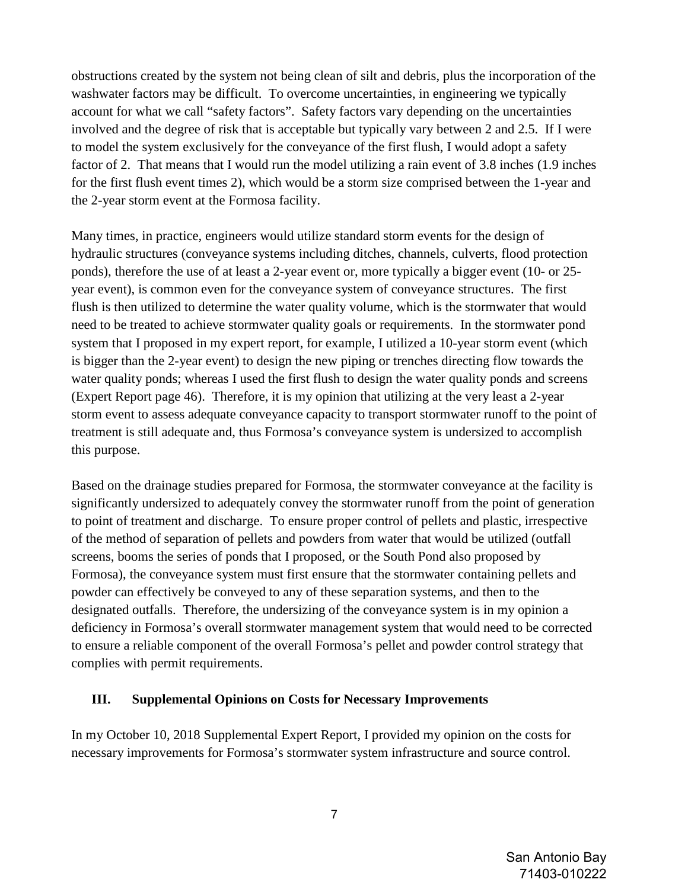obstructions created by the system not being clean of silt and debris, plus the incorporation of the washwater factors may be difficult. To overcome uncertainties, in engineering we typically account for what we call "safety factors". Safety factors vary depending on the uncertainties involved and the degree of risk that is acceptable but typically vary between 2 and 2.5. If I were to model the system exclusively for the conveyance of the first flush, I would adopt a safety factor of 2. That means that I would run the model utilizing a rain event of 3.8 inches (1.9 inches for the first flush event times 2), which would be a storm size comprised between the 1-year and the 2-year storm event at the Formosa facility.

Many times, in practice, engineers would utilize standard storm events for the design of hydraulic structures (conveyance systems including ditches, channels, culverts, flood protection ponds), therefore the use of at least a 2-year event or, more typically a bigger event (10- or 25-year event), is common even for the conveyance system of conveyance structures. The first flush is then utilized to determine the water quality volume, which is the stormwater that would need to be treated to achieve stormwater quality goals or requirements. In the stormwater pond system that I proposed in my expert report, for example, I utilized a 10-year storm event (which is bigger than the 2-year event) to design the new piping or trenches directing flow towards the water quality ponds; whereas I used the first flush to design the water quality ponds and screens (Expert Report page 46). Therefore, it is my opinion that utilizing at the very least a 2-year storm event to assess adequate conveyance capacity to transport stormwater runoff to the point of treatment is still adequate and, thus Formosa's conveyance system is undersized to accomplish this purpose.

Based on the drainage studies prepared for Formosa, the stormwater conveyance at the facility is significantly undersized to adequately convey the stormwater runoff from the point of generation to point of treatment and discharge. To ensure proper control of pellets and plastic, irrespective of the method of separation of pellets and powders from water that would be utilized (outfall screens, booms the series of ponds that I proposed, or the South Pond also proposed by Formosa), the conveyance system must first ensure that the stormwater containing pellets and powder can effectively be conveyed to any of these separation systems, and then to the designated outfalls. Therefore, the undersizing of the conveyance system is in my opinion a deficiency in Formosa's overall stormwater management system that would need to be corrected to ensure a reliable component of the overall Formosa's pellet and powder control strategy that complies with permit requirements.

## III. Supplemental Opinions on Costs for Necessary Improvements

In my October 10, 2018 Supplemental Expert Report, I provided my opinion on the costs for necessary improvements for Formosa's stormwater system infrastructure and source control.

San Antonio Bay
71403-010222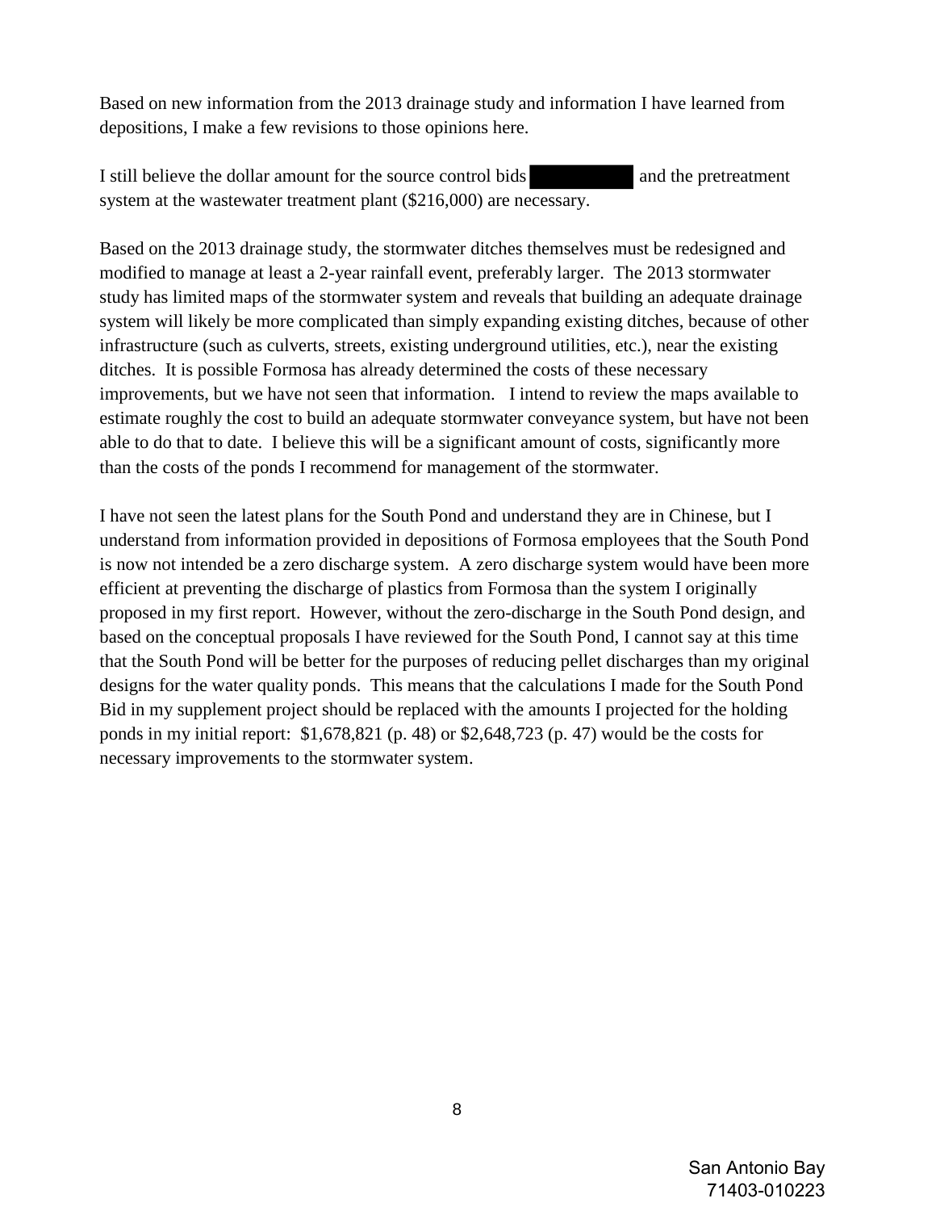Based on new information from the 2013 drainage study and information I have learned from depositions, I make a few revisions to those opinions here.

I still believe the dollar amount for the source control bids ██████████ and the pretreatment system at the wastewater treatment plant ($216,000) are necessary.

Based on the 2013 drainage study, the stormwater ditches themselves must be redesigned and modified to manage at least a 2-year rainfall event, preferably larger. The 2013 stormwater study has limited maps of the stormwater system and reveals that building an adequate drainage system will likely be more complicated than simply expanding existing ditches, because of other infrastructure (such as culverts, streets, existing underground utilities, etc.), near the existing ditches. It is possible Formosa has already determined the costs of these necessary improvements, but we have not seen that information. I intend to review the maps available to estimate roughly the cost to build an adequate stormwater conveyance system, but have not been able to do that to date. I believe this will be a significant amount of costs, significantly more than the costs of the ponds I recommend for management of the stormwater.

I have not seen the latest plans for the South Pond and understand they are in Chinese, but I understand from information provided in depositions of Formosa employees that the South Pond is now not intended be a zero discharge system. A zero discharge system would have been more efficient at preventing the discharge of plastics from Formosa than the system I originally proposed in my first report. However, without the zero-discharge in the South Pond design, and based on the conceptual proposals I have reviewed for the South Pond, I cannot say at this time that the South Pond will be better for the purposes of reducing pellet discharges than my original designs for the water quality ponds. This means that the calculations I made for the South Pond Bid in my supplement project should be replaced with the amounts I projected for the holding ponds in my initial report: $1,678,821 (p. 48) or $2,648,723 (p. 47) would be the costs for necessary improvements to the stormwater system.

San Antonio Bay
71403-010223